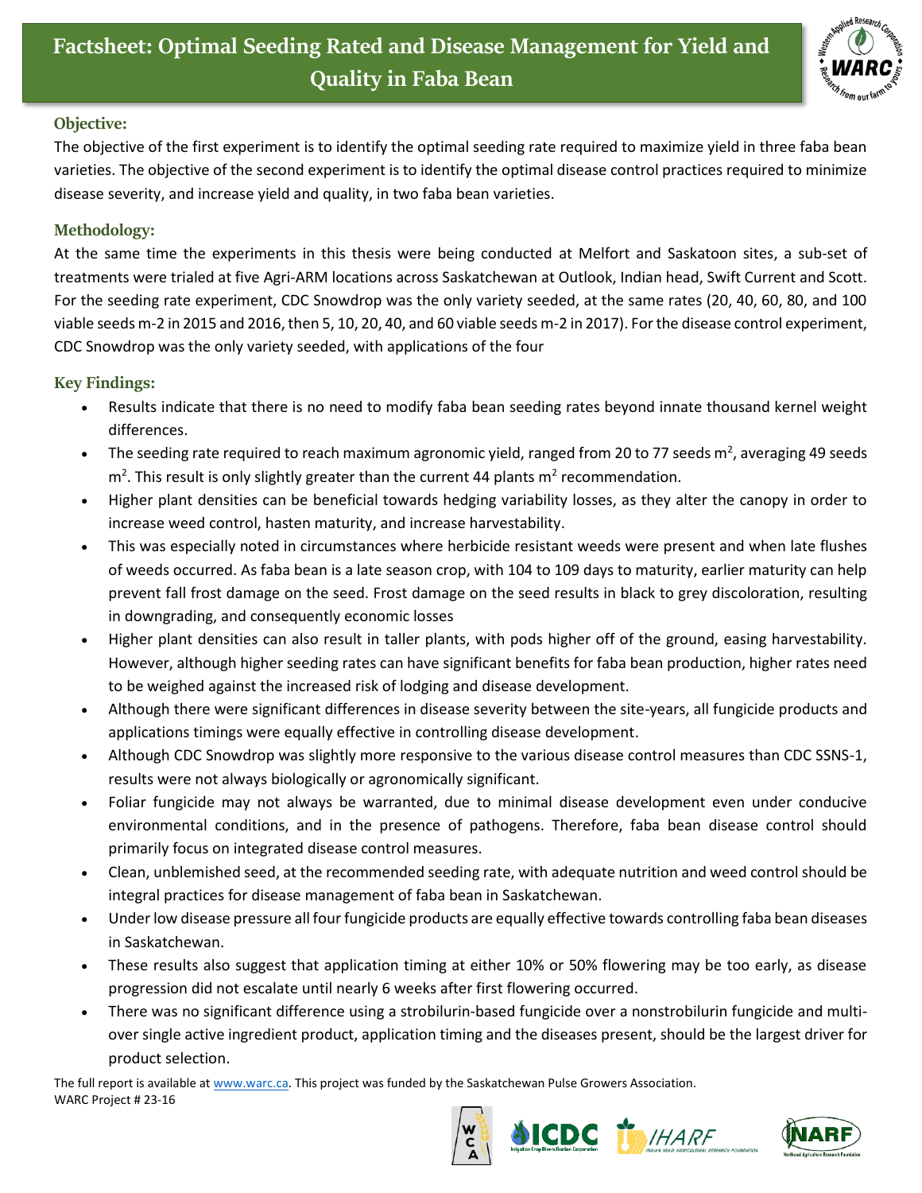# Factsheet: Optimal Seeding Rated and Disease Management for Yield and Quality in Faba Bean

## Objective:

The objective of the first experiment is to identify the optimal seeding rate required to maximize yield in three faba bean varieties. The objective of the second experiment is to identify the optimal disease control practices required to minimize disease severity, and increase yield and quality, in two faba bean varieties.

## Methodology:

At the same time the experiments in this thesis were being conducted at Melfort and Saskatoon sites, a sub-set of treatments were trialed at five Agri-ARM locations across Saskatchewan at Outlook, Indian head, Swift Current and Scott. For the seeding rate experiment, CDC Snowdrop was the only variety seeded, at the same rates (20, 40, 60, 80, and 100 viable seeds m-2 in 2015 and 2016, then 5, 10, 20, 40, and 60 viable seeds m-2 in 2017). For the disease control experiment, CDC Snowdrop was the only variety seeded, with applications of the four

## Key Findings:

- Results indicate that there is no need to modify faba bean seeding rates beyond innate thousand kernel weight differences.
- The seeding rate required to reach maximum agronomic yield, ranged from 20 to 77 seeds $m^2$, averaging 49 seeds $m^2$. This result is only slightly greater than the current 44 plants $m^2$ recommendation.
- Higher plant densities can be beneficial towards hedging variability losses, as they alter the canopy in order to increase weed control, hasten maturity, and increase harvestability.
- This was especially noted in circumstances where herbicide resistant weeds were present and when late flushes of weeds occurred. As faba bean is a late season crop, with 104 to 109 days to maturity, earlier maturity can help prevent fall frost damage on the seed. Frost damage on the seed results in black to grey discoloration, resulting in downgrading, and consequently economic losses
- Higher plant densities can also result in taller plants, with pods higher off of the ground, easing harvestability. However, although higher seeding rates can have significant benefits for faba bean production, higher rates need to be weighed against the increased risk of lodging and disease development.
- Although there were significant differences in disease severity between the site-years, all fungicide products and applications timings were equally effective in controlling disease development.
- Although CDC Snowdrop was slightly more responsive to the various disease control measures than CDC SSNS-1, results were not always biologically or agronomically significant.
- Foliar fungicide may not always be warranted, due to minimal disease development even under conducive environmental conditions, and in the presence of pathogens. Therefore, faba bean disease control should primarily focus on integrated disease control measures.
- Clean, unblemished seed, at the recommended seeding rate, with adequate nutrition and weed control should be integral practices for disease management of faba bean in Saskatchewan.
- Under low disease pressure all four fungicide products are equally effective towards controlling faba bean diseases in Saskatchewan.
- These results also suggest that application timing at either 10% or 50% flowering may be too early, as disease progression did not escalate until nearly 6 weeks after first flowering occurred.
- There was no significant difference using a strobilurin-based fungicide over a nonstrobilurin fungicide and multi- over single active ingredient product, application timing and the diseases present, should be the largest driver for product selection.

The full report is available at www.warc.ca. This project was funded by the Saskatchewan Pulse Growers Association.
WARC Project # 23-16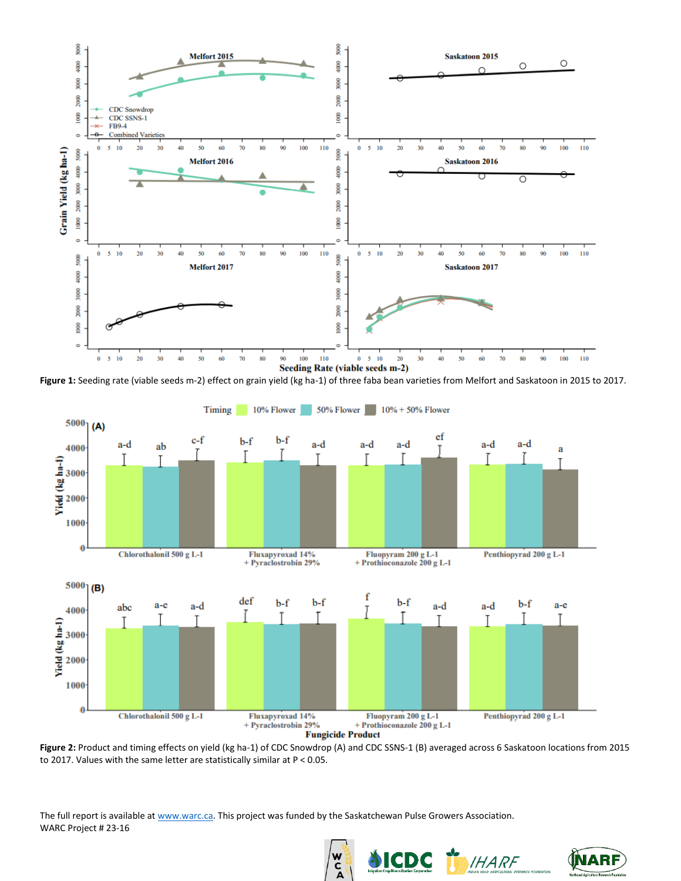Melfort 2015

Saskatoon 2015

Melfort 2016

Saskatoon 2016

Melfort 2017

Saskatoon 2017

CDC Snowdrop
CDC SSNS-1
FB9-4
Combined Varieties

Grain Yield (kg ha-1)

0 1000 2000 3000 4000 5000

0 5 10 20 30 40 50 60 70 80 90 100 110

Seeding Rate (viable seeds m-2)

**Figure 1:** Seeding rate (viable seeds m-2) effect on grain yield (kg ha-1) of three faba bean varieties from Melfort and Saskatoon in 2015 to 2017.

Timing 10% Flower 50% Flower 10% + 50% Flower

(A)

Yield (kg ha-1)

0 1000 2000 3000 4000 5000

a-d ab c-f b-f b-f a-d a-d a-d ef a-d a-d a

Chlorothalonil 500 g L-1
Fluxapyroxad 14% + Pyraclostrobin 29%
Fluopyram 200 g L-1 + Prothioconazole 200 g L-1
Penthiopyrad 200 g L-1

(B)

Yield (kg ha-1)

0 1000 2000 3000 4000 5000

abc a-e a-d def b-f b-f f b-f a-d a-d b-f a-e

Chlorothalonil 500 g L-1
Fluxapyroxad 14% + Pyraclostrobin 29%
Fluopyram 200 g L-1 + Prothioconazole 200 g L-1
Penthiopyrad 200 g L-1

Fungicide Product

**Figure 2:** Product and timing effects on yield (kg ha-1) of CDC Snowdrop (A) and CDC SSNS-1 (B) averaged across 6 Saskatoon locations from 2015 to 2017. Values with the same letter are statistically similar at $P < 0.05$.

The full report is available at www.warc.ca. This project was funded by the Saskatchewan Pulse Growers Association.
WARC Project # 23-16